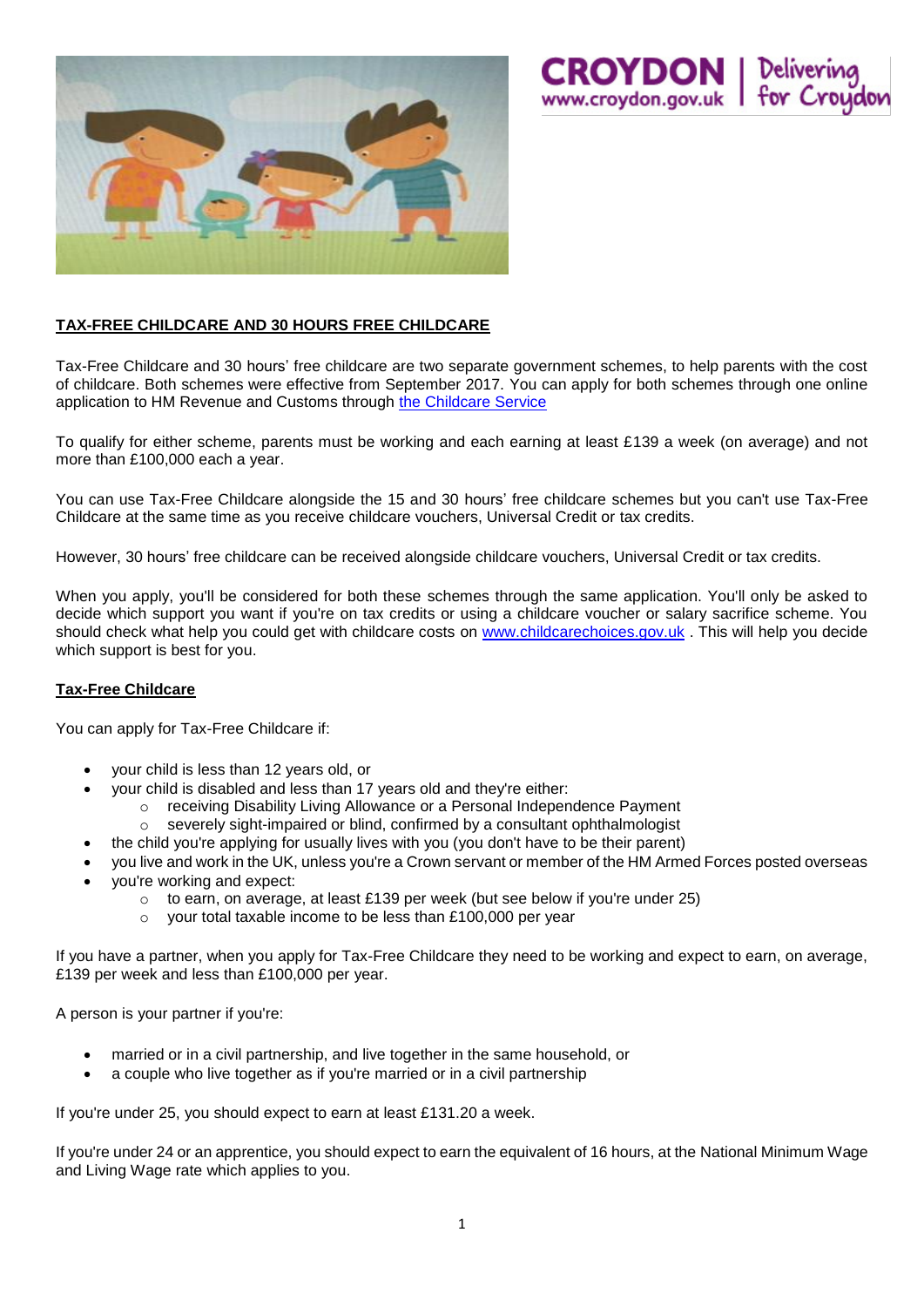CROYDON
www.croydon.gov.uk | Delivering for Croydon

## TAX-FREE CHILDCARE AND 30 HOURS FREE CHILDCARE

Tax-Free Childcare and 30 hours' free childcare are two separate government schemes, to help parents with the cost of childcare. Both schemes were effective from September 2017. You can apply for both schemes through one online application to HM Revenue and Customs through [the Childcare Service]

To qualify for either scheme, parents must be working and each earning at least £139 a week (on average) and not more than £100,000 each a year.

You can use Tax-Free Childcare alongside the 15 and 30 hours' free childcare schemes but you can't use Tax-Free Childcare at the same time as you receive childcare vouchers, Universal Credit or tax credits.

However, 30 hours' free childcare can be received alongside childcare vouchers, Universal Credit or tax credits.

When you apply, you'll be considered for both these schemes through the same application. You'll only be asked to decide which support you want if you're on tax credits or using a childcare voucher or salary sacrifice scheme. You should check what help you could get with childcare costs on www.childcarechoices.gov.uk . This will help you decide which support is best for you.

### Tax-Free Childcare

You can apply for Tax-Free Childcare if:

- your child is less than 12 years old, or
- your child is disabled and less than 17 years old and they're either:
  - receiving Disability Living Allowance or a Personal Independence Payment
  - severely sight-impaired or blind, confirmed by a consultant ophthalmologist
- the child you're applying for usually lives with you (you don't have to be their parent)
- you live and work in the UK, unless you're a Crown servant or member of the HM Armed Forces posted overseas
- you're working and expect:
  - to earn, on average, at least £139 per week (but see below if you're under 25)
  - your total taxable income to be less than £100,000 per year

If you have a partner, when you apply for Tax-Free Childcare they need to be working and expect to earn, on average, £139 per week and less than £100,000 per year.

A person is your partner if you're:

- married or in a civil partnership, and live together in the same household, or
- a couple who live together as if you're married or in a civil partnership

If you're under 25, you should expect to earn at least £131.20 a week.

If you're under 24 or an apprentice, you should expect to earn the equivalent of 16 hours, at the National Minimum Wage and Living Wage rate which applies to you.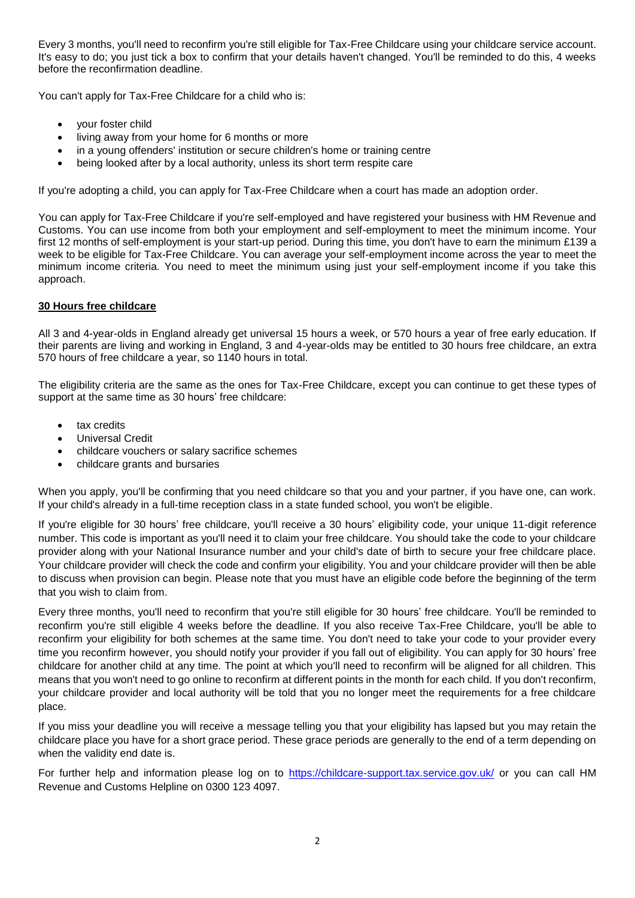Every 3 months, you'll need to reconfirm you're still eligible for Tax-Free Childcare using your childcare service account. It's easy to do; you just tick a box to confirm that your details haven't changed. You'll be reminded to do this, 4 weeks before the reconfirmation deadline.

You can't apply for Tax-Free Childcare for a child who is:

- your foster child
- living away from your home for 6 months or more
- in a young offenders' institution or secure children's home or training centre
- being looked after by a local authority, unless its short term respite care

If you're adopting a child, you can apply for Tax-Free Childcare when a court has made an adoption order.

You can apply for Tax-Free Childcare if you're self-employed and have registered your business with HM Revenue and Customs. You can use income from both your employment and self-employment to meet the minimum income. Your first 12 months of self-employment is your start-up period. During this time, you don't have to earn the minimum £139 a week to be eligible for Tax-Free Childcare. You can average your self-employment income across the year to meet the minimum income criteria. You need to meet the minimum using just your self-employment income if you take this approach.

**30 Hours free childcare**

All 3 and 4-year-olds in England already get universal 15 hours a week, or 570 hours a year of free early education. If their parents are living and working in England, 3 and 4-year-olds may be entitled to 30 hours free childcare, an extra 570 hours of free childcare a year, so 1140 hours in total.

The eligibility criteria are the same as the ones for Tax-Free Childcare, except you can continue to get these types of support at the same time as 30 hours' free childcare:

- tax credits
- Universal Credit
- childcare vouchers or salary sacrifice schemes
- childcare grants and bursaries

When you apply, you'll be confirming that you need childcare so that you and your partner, if you have one, can work. If your child's already in a full-time reception class in a state funded school, you won't be eligible.

If you're eligible for 30 hours' free childcare, you'll receive a 30 hours' eligibility code, your unique 11-digit reference number. This code is important as you'll need it to claim your free childcare. You should take the code to your childcare provider along with your National Insurance number and your child's date of birth to secure your free childcare place. Your childcare provider will check the code and confirm your eligibility. You and your childcare provider will then be able to discuss when provision can begin. Please note that you must have an eligible code before the beginning of the term that you wish to claim from.

Every three months, you'll need to reconfirm that you're still eligible for 30 hours' free childcare. You'll be reminded to reconfirm you're still eligible 4 weeks before the deadline. If you also receive Tax-Free Childcare, you'll be able to reconfirm your eligibility for both schemes at the same time. You don't need to take your code to your provider every time you reconfirm however, you should notify your provider if you fall out of eligibility. You can apply for 30 hours' free childcare for another child at any time. The point at which you'll need to reconfirm will be aligned for all children. This means that you won't need to go online to reconfirm at different points in the month for each child. If you don't reconfirm, your childcare provider and local authority will be told that you no longer meet the requirements for a free childcare place.

If you miss your deadline you will receive a message telling you that your eligibility has lapsed but you may retain the childcare place you have for a short grace period. These grace periods are generally to the end of a term depending on when the validity end date is.

For further help and information please log on to https://childcare-support.tax.service.gov.uk/ or you can call HM Revenue and Customs Helpline on 0300 123 4097.